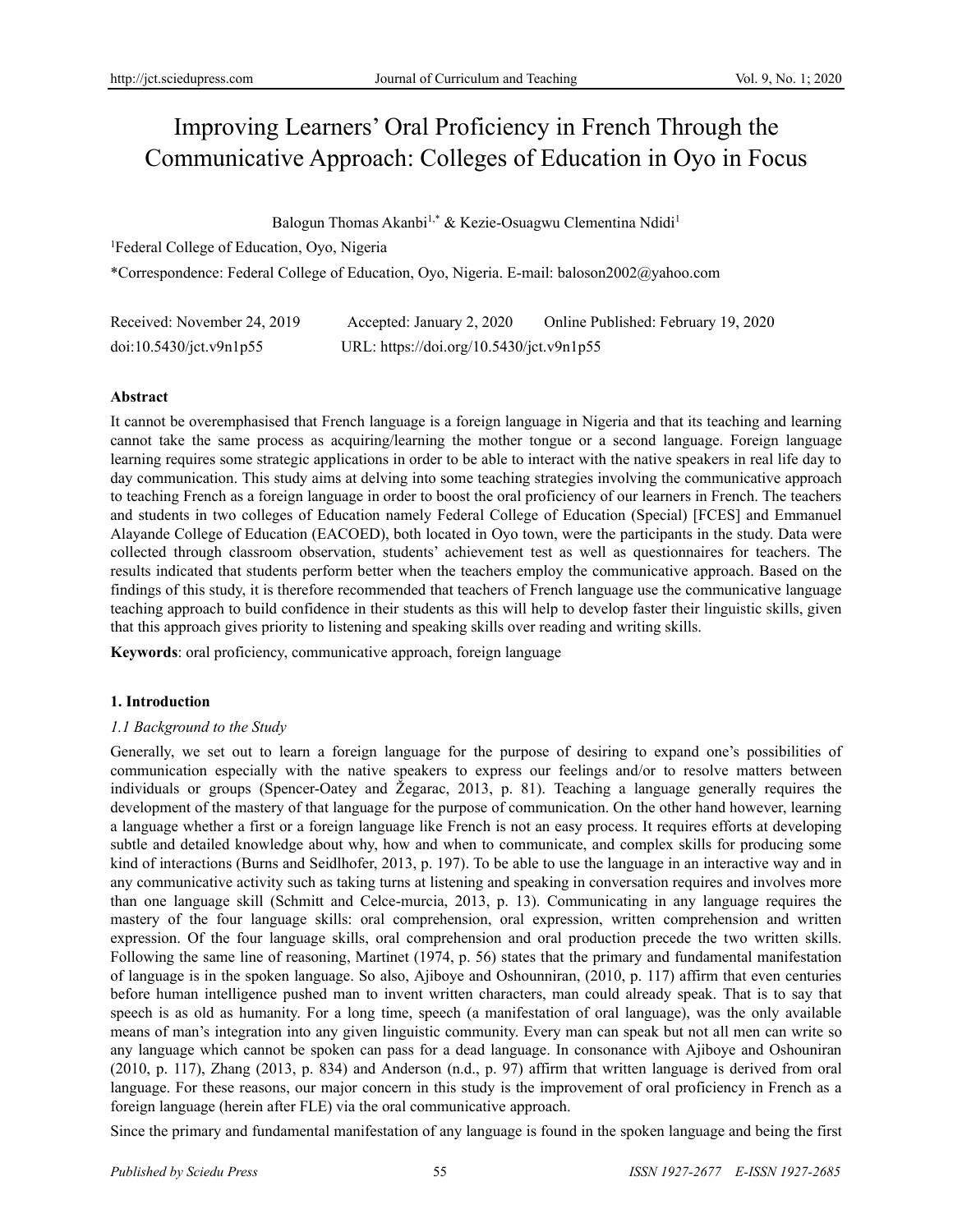# Improving Learners' Oral Proficiency in French Through the Communicative Approach: Colleges of Education in Oyo in Focus

Balogun Thomas Akanbi[1,*] & Kezie-Osuagwu Clementina Ndidi[1]

[1]Federal College of Education, Oyo, Nigeria

*Correspondence: Federal College of Education, Oyo, Nigeria. E-mail: baloson2002@yahoo.com

Received: November 24, 2019 Accepted: January 2, 2020 Online Published: February 19, 2020

doi:10.5430/jct.v9n1p55 URL: https://doi.org/10.5430/jct.v9n1p55

## Abstract

It cannot be overemphasised that French language is a foreign language in Nigeria and that its teaching and learning cannot take the same process as acquiring/learning the mother tongue or a second language. Foreign language learning requires some strategic applications in order to be able to interact with the native speakers in real life day to day communication. This study aims at delving into some teaching strategies involving the communicative approach to teaching French as a foreign language in order to boost the oral proficiency of our learners in French. The teachers and students in two colleges of Education namely Federal College of Education (Special) [FCES] and Emmanuel Alayande College of Education (EACOED), both located in Oyo town, were the participants in the study. Data were collected through classroom observation, students' achievement test as well as questionnaires for teachers. The results indicated that students perform better when the teachers employ the communicative approach. Based on the findings of this study, it is therefore recommended that teachers of French language use the communicative language teaching approach to build confidence in their students as this will help to develop faster their linguistic skills, given that this approach gives priority to listening and speaking skills over reading and writing skills.

**Keywords**: oral proficiency, communicative approach, foreign language

## 1. Introduction

### *1.1 Background to the Study*

Generally, we set out to learn a foreign language for the purpose of desiring to expand one's possibilities of communication especially with the native speakers to express our feelings and/or to resolve matters between individuals or groups (Spencer-Oatey and Žegarac, 2013, p. 81). Teaching a language generally requires the development of the mastery of that language for the purpose of communication. On the other hand however, learning a language whether a first or a foreign language like French is not an easy process. It requires efforts at developing subtle and detailed knowledge about why, how and when to communicate, and complex skills for producing some kind of interactions (Burns and Seidlhofer, 2013, p. 197). To be able to use the language in an interactive way and in any communicative activity such as taking turns at listening and speaking in conversation requires and involves more than one language skill (Schmitt and Celce-murcia, 2013, p. 13). Communicating in any language requires the mastery of the four language skills: oral comprehension, oral expression, written comprehension and written expression. Of the four language skills, oral comprehension and oral production precede the two written skills. Following the same line of reasoning, Martinet (1974, p. 56) states that the primary and fundamental manifestation of language is in the spoken language. So also, Ajiboye and Oshounniran, (2010, p. 117) affirm that even centuries before human intelligence pushed man to invent written characters, man could already speak. That is to say that speech is as old as humanity. For a long time, speech (a manifestation of oral language), was the only available means of man's integration into any given linguistic community. Every man can speak but not all men can write so any language which cannot be spoken can pass for a dead language. In consonance with Ajiboye and Oshouniran (2010, p. 117), Zhang (2013, p. 834) and Anderson (n.d., p. 97) affirm that written language is derived from oral language. For these reasons, our major concern in this study is the improvement of oral proficiency in French as a foreign language (herein after FLE) via the oral communicative approach.

Since the primary and fundamental manifestation of any language is found in the spoken language and being the first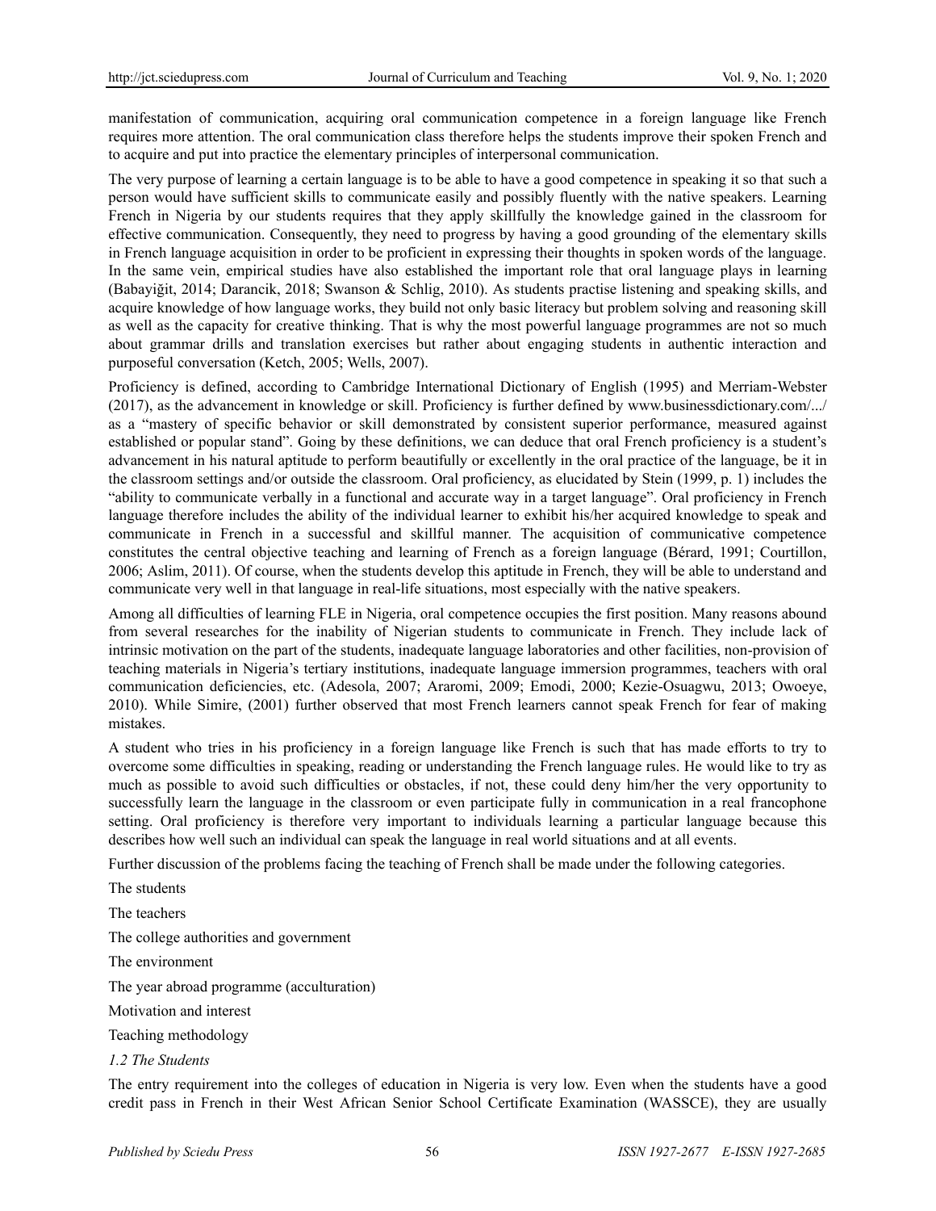manifestation of communication, acquiring oral communication competence in a foreign language like French requires more attention. The oral communication class therefore helps the students improve their spoken French and to acquire and put into practice the elementary principles of interpersonal communication.

The very purpose of learning a certain language is to be able to have a good competence in speaking it so that such a person would have sufficient skills to communicate easily and possibly fluently with the native speakers. Learning French in Nigeria by our students requires that they apply skillfully the knowledge gained in the classroom for effective communication. Consequently, they need to progress by having a good grounding of the elementary skills in French language acquisition in order to be proficient in expressing their thoughts in spoken words of the language. In the same vein, empirical studies have also established the important role that oral language plays in learning (Babayiğit, 2014; Darancik, 2018; Swanson & Schlig, 2010). As students practise listening and speaking skills, and acquire knowledge of how language works, they build not only basic literacy but problem solving and reasoning skill as well as the capacity for creative thinking. That is why the most powerful language programmes are not so much about grammar drills and translation exercises but rather about engaging students in authentic interaction and purposeful conversation (Ketch, 2005; Wells, 2007).

Proficiency is defined, according to Cambridge International Dictionary of English (1995) and Merriam-Webster (2017), as the advancement in knowledge or skill. Proficiency is further defined by www.businessdictionary.com/.../ as a "mastery of specific behavior or skill demonstrated by consistent superior performance, measured against established or popular stand". Going by these definitions, we can deduce that oral French proficiency is a student's advancement in his natural aptitude to perform beautifully or excellently in the oral practice of the language, be it in the classroom settings and/or outside the classroom. Oral proficiency, as elucidated by Stein (1999, p. 1) includes the "ability to communicate verbally in a functional and accurate way in a target language". Oral proficiency in French language therefore includes the ability of the individual learner to exhibit his/her acquired knowledge to speak and communicate in French in a successful and skillful manner. The acquisition of communicative competence constitutes the central objective teaching and learning of French as a foreign language (Bérard, 1991; Courtillon, 2006; Aslim, 2011). Of course, when the students develop this aptitude in French, they will be able to understand and communicate very well in that language in real-life situations, most especially with the native speakers.

Among all difficulties of learning FLE in Nigeria, oral competence occupies the first position. Many reasons abound from several researches for the inability of Nigerian students to communicate in French. They include lack of intrinsic motivation on the part of the students, inadequate language laboratories and other facilities, non-provision of teaching materials in Nigeria's tertiary institutions, inadequate language immersion programmes, teachers with oral communication deficiencies, etc. (Adesola, 2007; Araromi, 2009; Emodi, 2000; Kezie-Osuagwu, 2013; Owoeye, 2010). While Simire, (2001) further observed that most French learners cannot speak French for fear of making mistakes.

A student who tries in his proficiency in a foreign language like French is such that has made efforts to try to overcome some difficulties in speaking, reading or understanding the French language rules. He would like to try as much as possible to avoid such difficulties or obstacles, if not, these could deny him/her the very opportunity to successfully learn the language in the classroom or even participate fully in communication in a real francophone setting. Oral proficiency is therefore very important to individuals learning a particular language because this describes how well such an individual can speak the language in real world situations and at all events.

Further discussion of the problems facing the teaching of French shall be made under the following categories.

The students

The teachers

The college authorities and government

The environment

The year abroad programme (acculturation)

Motivation and interest

Teaching methodology

### *1.2 The Students*

The entry requirement into the colleges of education in Nigeria is very low. Even when the students have a good credit pass in French in their West African Senior School Certificate Examination (WASSCE), they are usually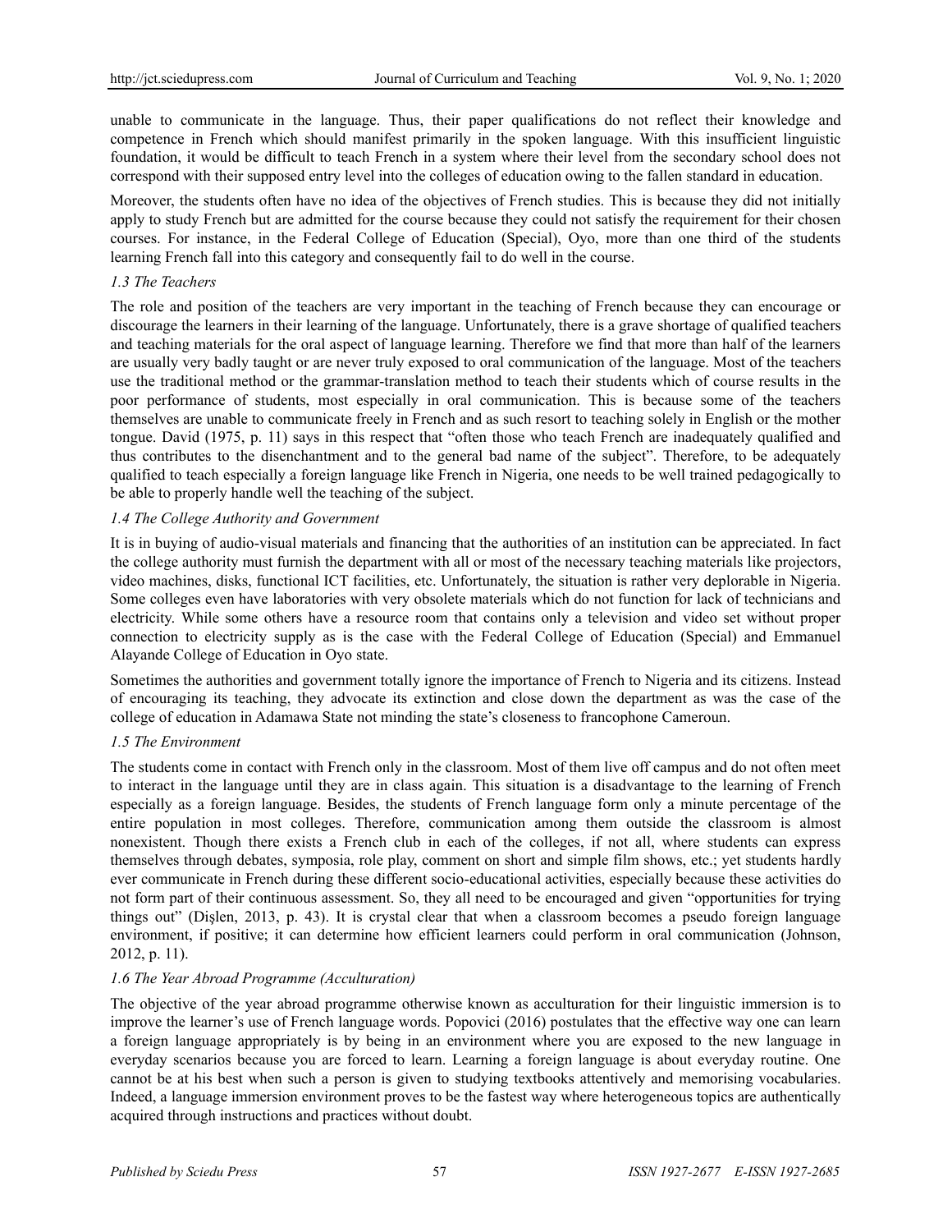unable to communicate in the language. Thus, their paper qualifications do not reflect their knowledge and competence in French which should manifest primarily in the spoken language. With this insufficient linguistic foundation, it would be difficult to teach French in a system where their level from the secondary school does not correspond with their supposed entry level into the colleges of education owing to the fallen standard in education.

Moreover, the students often have no idea of the objectives of French studies. This is because they did not initially apply to study French but are admitted for the course because they could not satisfy the requirement for their chosen courses. For instance, in the Federal College of Education (Special), Oyo, more than one third of the students learning French fall into this category and consequently fail to do well in the course.

### *1.3 The Teachers*

The role and position of the teachers are very important in the teaching of French because they can encourage or discourage the learners in their learning of the language. Unfortunately, there is a grave shortage of qualified teachers and teaching materials for the oral aspect of language learning. Therefore we find that more than half of the learners are usually very badly taught or are never truly exposed to oral communication of the language. Most of the teachers use the traditional method or the grammar-translation method to teach their students which of course results in the poor performance of students, most especially in oral communication. This is because some of the teachers themselves are unable to communicate freely in French and as such resort to teaching solely in English or the mother tongue. David (1975, p. 11) says in this respect that "often those who teach French are inadequately qualified and thus contributes to the disenchantment and to the general bad name of the subject". Therefore, to be adequately qualified to teach especially a foreign language like French in Nigeria, one needs to be well trained pedagogically to be able to properly handle well the teaching of the subject.

### *1.4 The College Authority and Government*

It is in buying of audio-visual materials and financing that the authorities of an institution can be appreciated. In fact the college authority must furnish the department with all or most of the necessary teaching materials like projectors, video machines, disks, functional ICT facilities, etc. Unfortunately, the situation is rather very deplorable in Nigeria. Some colleges even have laboratories with very obsolete materials which do not function for lack of technicians and electricity. While some others have a resource room that contains only a television and video set without proper connection to electricity supply as is the case with the Federal College of Education (Special) and Emmanuel Alayande College of Education in Oyo state.

Sometimes the authorities and government totally ignore the importance of French to Nigeria and its citizens. Instead of encouraging its teaching, they advocate its extinction and close down the department as was the case of the college of education in Adamawa State not minding the state's closeness to francophone Cameroun.

### *1.5 The Environment*

The students come in contact with French only in the classroom. Most of them live off campus and do not often meet to interact in the language until they are in class again. This situation is a disadvantage to the learning of French especially as a foreign language. Besides, the students of French language form only a minute percentage of the entire population in most colleges. Therefore, communication among them outside the classroom is almost nonexistent. Though there exists a French club in each of the colleges, if not all, where students can express themselves through debates, symposia, role play, comment on short and simple film shows, etc.; yet students hardly ever communicate in French during these different socio-educational activities, especially because these activities do not form part of their continuous assessment. So, they all need to be encouraged and given "opportunities for trying things out" (Dişlen, 2013, p. 43). It is crystal clear that when a classroom becomes a pseudo foreign language environment, if positive; it can determine how efficient learners could perform in oral communication (Johnson, 2012, p. 11).

### *1.6 The Year Abroad Programme (Acculturation)*

The objective of the year abroad programme otherwise known as acculturation for their linguistic immersion is to improve the learner's use of French language words. Popovici (2016) postulates that the effective way one can learn a foreign language appropriately is by being in an environment where you are exposed to the new language in everyday scenarios because you are forced to learn. Learning a foreign language is about everyday routine. One cannot be at his best when such a person is given to studying textbooks attentively and memorising vocabularies. Indeed, a language immersion environment proves to be the fastest way where heterogeneous topics are authentically acquired through instructions and practices without doubt.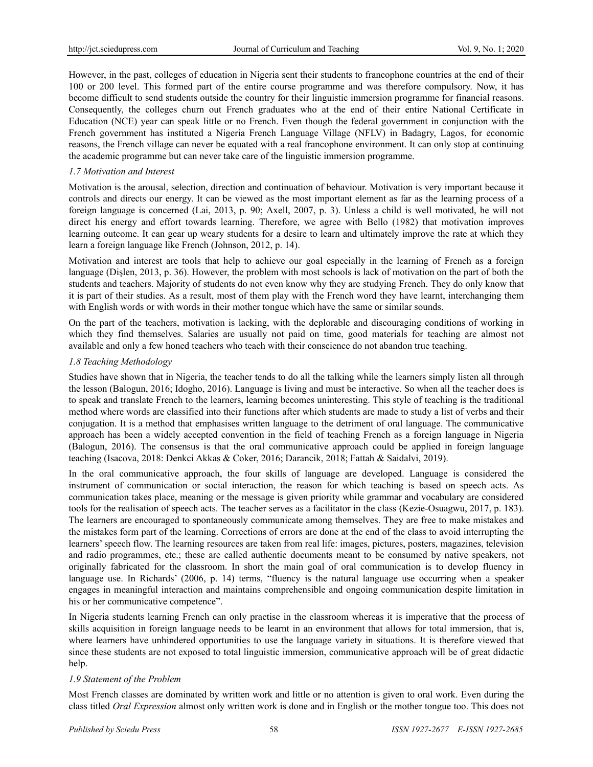However, in the past, colleges of education in Nigeria sent their students to francophone countries at the end of their 100 or 200 level. This formed part of the entire course programme and was therefore compulsory. Now, it has become difficult to send students outside the country for their linguistic immersion programme for financial reasons. Consequently, the colleges churn out French graduates who at the end of their entire National Certificate in Education (NCE) year can speak little or no French. Even though the federal government in conjunction with the French government has instituted a Nigeria French Language Village (NFLV) in Badagry, Lagos, for economic reasons, the French village can never be equated with a real francophone environment. It can only stop at continuing the academic programme but can never take care of the linguistic immersion programme.

### *1.7 Motivation and Interest*

Motivation is the arousal, selection, direction and continuation of behaviour. Motivation is very important because it controls and directs our energy. It can be viewed as the most important element as far as the learning process of a foreign language is concerned (Lai, 2013, p. 90; Axell, 2007, p. 3). Unless a child is well motivated, he will not direct his energy and effort towards learning. Therefore, we agree with Bello (1982) that motivation improves learning outcome. It can gear up weary students for a desire to learn and ultimately improve the rate at which they learn a foreign language like French (Johnson, 2012, p. 14).

Motivation and interest are tools that help to achieve our goal especially in the learning of French as a foreign language (Dişlen, 2013, p. 36). However, the problem with most schools is lack of motivation on the part of both the students and teachers. Majority of students do not even know why they are studying French. They do only know that it is part of their studies. As a result, most of them play with the French word they have learnt, interchanging them with English words or with words in their mother tongue which have the same or similar sounds.

On the part of the teachers, motivation is lacking, with the deplorable and discouraging conditions of working in which they find themselves. Salaries are usually not paid on time, good materials for teaching are almost not available and only a few honed teachers who teach with their conscience do not abandon true teaching.

### *1.8 Teaching Methodology*

Studies have shown that in Nigeria, the teacher tends to do all the talking while the learners simply listen all through the lesson (Balogun, 2016; Idogho, 2016). Language is living and must be interactive. So when all the teacher does is to speak and translate French to the learners, learning becomes uninteresting. This style of teaching is the traditional method where words are classified into their functions after which students are made to study a list of verbs and their conjugation. It is a method that emphasises written language to the detriment of oral language. The communicative approach has been a widely accepted convention in the field of teaching French as a foreign language in Nigeria (Balogun, 2016). The consensus is that the oral communicative approach could be applied in foreign language teaching (Isacova, 2018: Denkci Akkas & Coker, 2016; Darancik, 2018; Fattah & Saidalvi, 2019).

In the oral communicative approach, the four skills of language are developed. Language is considered the instrument of communication or social interaction, the reason for which teaching is based on speech acts. As communication takes place, meaning or the message is given priority while grammar and vocabulary are considered tools for the realisation of speech acts. The teacher serves as a facilitator in the class (Kezie-Osuagwu, 2017, p. 183). The learners are encouraged to spontaneously communicate among themselves. They are free to make mistakes and the mistakes form part of the learning. Corrections of errors are done at the end of the class to avoid interrupting the learners' speech flow. The learning resources are taken from real life: images, pictures, posters, magazines, television and radio programmes, etc.; these are called authentic documents meant to be consumed by native speakers, not originally fabricated for the classroom. In short the main goal of oral communication is to develop fluency in language use. In Richards' (2006, p. 14) terms, "fluency is the natural language use occurring when a speaker engages in meaningful interaction and maintains comprehensible and ongoing communication despite limitation in his or her communicative competence".

In Nigeria students learning French can only practise in the classroom whereas it is imperative that the process of skills acquisition in foreign language needs to be learnt in an environment that allows for total immersion, that is, where learners have unhindered opportunities to use the language variety in situations. It is therefore viewed that since these students are not exposed to total linguistic immersion, communicative approach will be of great didactic help.

### *1.9 Statement of the Problem*

Most French classes are dominated by written work and little or no attention is given to oral work. Even during the class titled *Oral Expression* almost only written work is done and in English or the mother tongue too. This does not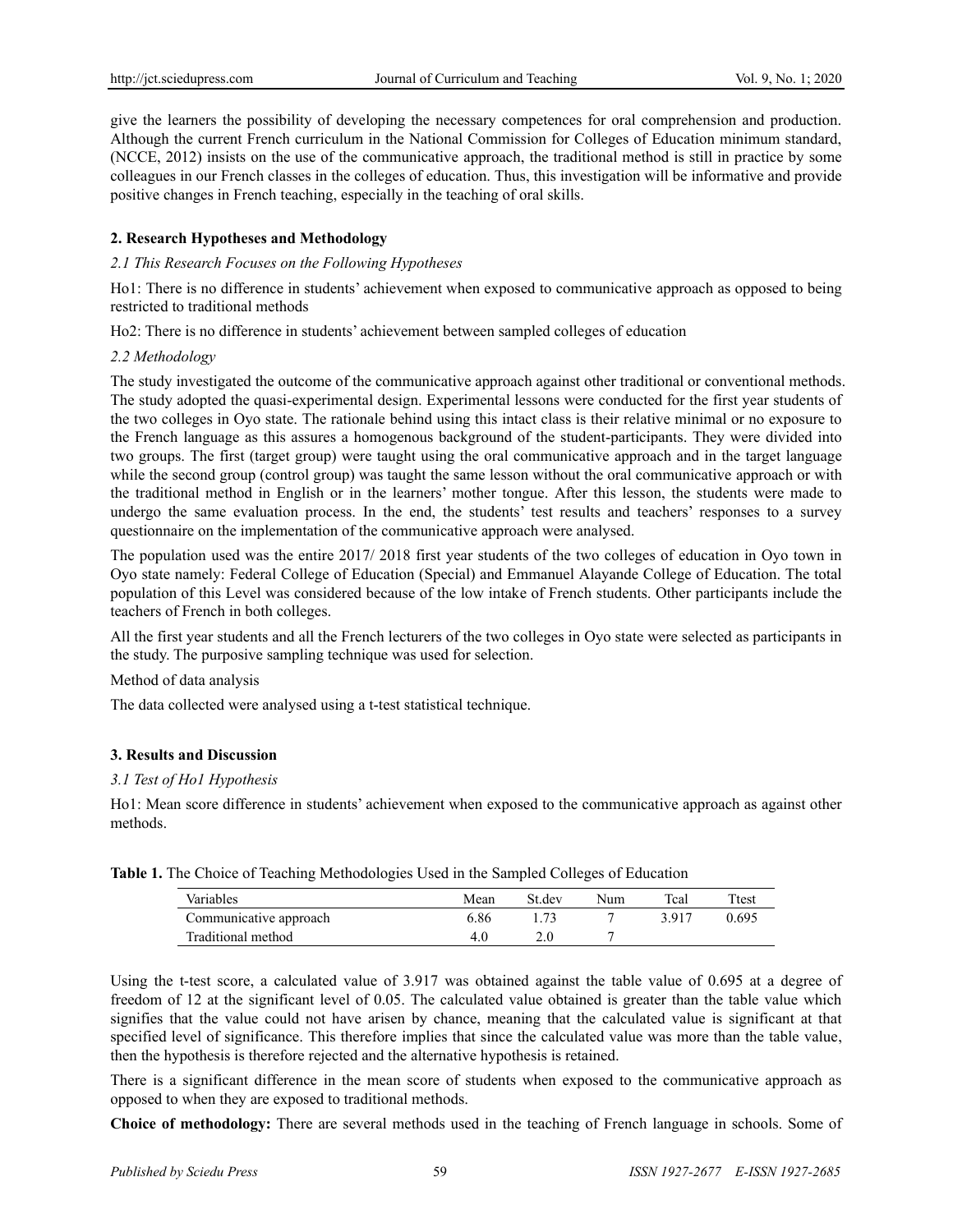give the learners the possibility of developing the necessary competences for oral comprehension and production. Although the current French curriculum in the National Commission for Colleges of Education minimum standard, (NCCE, 2012) insists on the use of the communicative approach, the traditional method is still in practice by some colleagues in our French classes in the colleges of education. Thus, this investigation will be informative and provide positive changes in French teaching, especially in the teaching of oral skills.

## 2. Research Hypotheses and Methodology

### *2.1 This Research Focuses on the Following Hypotheses*

Ho1: There is no difference in students' achievement when exposed to communicative approach as opposed to being restricted to traditional methods

Ho2: There is no difference in students' achievement between sampled colleges of education

### *2.2 Methodology*

The study investigated the outcome of the communicative approach against other traditional or conventional methods. The study adopted the quasi-experimental design. Experimental lessons were conducted for the first year students of the two colleges in Oyo state. The rationale behind using this intact class is their relative minimal or no exposure to the French language as this assures a homogenous background of the student-participants. They were divided into two groups. The first (target group) were taught using the oral communicative approach and in the target language while the second group (control group) was taught the same lesson without the oral communicative approach or with the traditional method in English or in the learners' mother tongue. After this lesson, the students were made to undergo the same evaluation process. In the end, the students' test results and teachers' responses to a survey questionnaire on the implementation of the communicative approach were analysed.

The population used was the entire 2017/ 2018 first year students of the two colleges of education in Oyo town in Oyo state namely: Federal College of Education (Special) and Emmanuel Alayande College of Education. The total population of this Level was considered because of the low intake of French students. Other participants include the teachers of French in both colleges.

All the first year students and all the French lecturers of the two colleges in Oyo state were selected as participants in the study. The purposive sampling technique was used for selection.

Method of data analysis

The data collected were analysed using a t-test statistical technique.

## 3. Results and Discussion

### *3.1 Test of Ho1 Hypothesis*

Ho1: Mean score difference in students' achievement when exposed to the communicative approach as against other methods.

**Table 1.** The Choice of Teaching Methodologies Used in the Sampled Colleges of Education

| Variables | Mean | St.dev | Num | Tcal | Ttest |
|---|---|---|---|---|---|
| Communicative approach | 6.86 | 1.73 | 7 | 3.917 | 0.695 |
| Traditional method | 4.0 | 2.0 | 7 | | |

Using the t-test score, a calculated value of 3.917 was obtained against the table value of 0.695 at a degree of freedom of 12 at the significant level of 0.05. The calculated value obtained is greater than the table value which signifies that the value could not have arisen by chance, meaning that the calculated value is significant at that specified level of significance. This therefore implies that since the calculated value was more than the table value, then the hypothesis is therefore rejected and the alternative hypothesis is retained.

There is a significant difference in the mean score of students when exposed to the communicative approach as opposed to when they are exposed to traditional methods.

**Choice of methodology:** There are several methods used in the teaching of French language in schools. Some of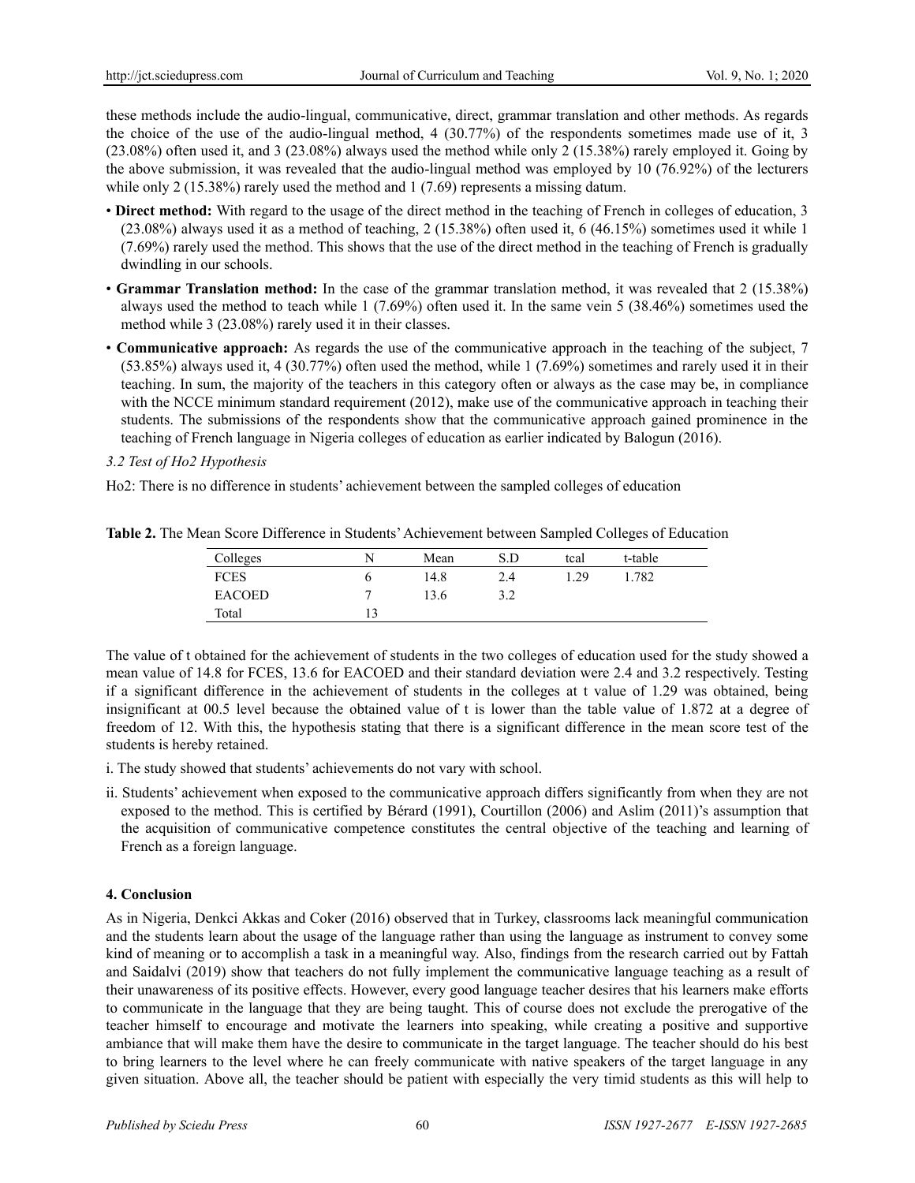these methods include the audio-lingual, communicative, direct, grammar translation and other methods. As regards the choice of the use of the audio-lingual method, 4 (30.77%) of the respondents sometimes made use of it, 3 (23.08%) often used it, and 3 (23.08%) always used the method while only 2 (15.38%) rarely employed it. Going by the above submission, it was revealed that the audio-lingual method was employed by 10 (76.92%) of the lecturers while only 2 (15.38%) rarely used the method and 1 (7.69) represents a missing datum.

- **Direct method:** With regard to the usage of the direct method in the teaching of French in colleges of education, 3 (23.08%) always used it as a method of teaching, 2 (15.38%) often used it, 6 (46.15%) sometimes used it while 1 (7.69%) rarely used the method. This shows that the use of the direct method in the teaching of French is gradually dwindling in our schools.
- **Grammar Translation method:** In the case of the grammar translation method, it was revealed that 2 (15.38%) always used the method to teach while 1 (7.69%) often used it. In the same vein 5 (38.46%) sometimes used the method while 3 (23.08%) rarely used it in their classes.
- **Communicative approach:** As regards the use of the communicative approach in the teaching of the subject, 7 (53.85%) always used it, 4 (30.77%) often used the method, while 1 (7.69%) sometimes and rarely used it in their teaching. In sum, the majority of the teachers in this category often or always as the case may be, in compliance with the NCCE minimum standard requirement (2012), make use of the communicative approach in teaching their students. The submissions of the respondents show that the communicative approach gained prominence in the teaching of French language in Nigeria colleges of education as earlier indicated by Balogun (2016).

### *3.2 Test of Ho2 Hypothesis*

Ho2: There is no difference in students' achievement between the sampled colleges of education

**Table 2.** The Mean Score Difference in Students' Achievement between Sampled Colleges of Education

| Colleges | N | Mean | S.D | tcal | t-table |
|---|---|---|---|---|---|
| FCES | 6 | 14.8 | 2.4 | 1.29 | 1.782 |
| EACOED | 7 | 13.6 | 3.2 | | |
| Total | 13 | | | | |

The value of t obtained for the achievement of students in the two colleges of education used for the study showed a mean value of 14.8 for FCES, 13.6 for EACOED and their standard deviation were 2.4 and 3.2 respectively. Testing if a significant difference in the achievement of students in the colleges at t value of 1.29 was obtained, being insignificant at 00.5 level because the obtained value of t is lower than the table value of 1.872 at a degree of freedom of 12. With this, the hypothesis stating that there is a significant difference in the mean score test of the students is hereby retained.

i. The study showed that students' achievements do not vary with school.

ii. Students' achievement when exposed to the communicative approach differs significantly from when they are not exposed to the method. This is certified by Bérard (1991), Courtillon (2006) and Aslim (2011)'s assumption that the acquisition of communicative competence constitutes the central objective of the teaching and learning of French as a foreign language.

## 4. Conclusion

As in Nigeria, Denkci Akkas and Coker (2016) observed that in Turkey, classrooms lack meaningful communication and the students learn about the usage of the language rather than using the language as instrument to convey some kind of meaning or to accomplish a task in a meaningful way. Also, findings from the research carried out by Fattah and Saidalvi (2019) show that teachers do not fully implement the communicative language teaching as a result of their unawareness of its positive effects. However, every good language teacher desires that his learners make efforts to communicate in the language that they are being taught. This of course does not exclude the prerogative of the teacher himself to encourage and motivate the learners into speaking, while creating a positive and supportive ambiance that will make them have the desire to communicate in the target language. The teacher should do his best to bring learners to the level where he can freely communicate with native speakers of the target language in any given situation. Above all, the teacher should be patient with especially the very timid students as this will help to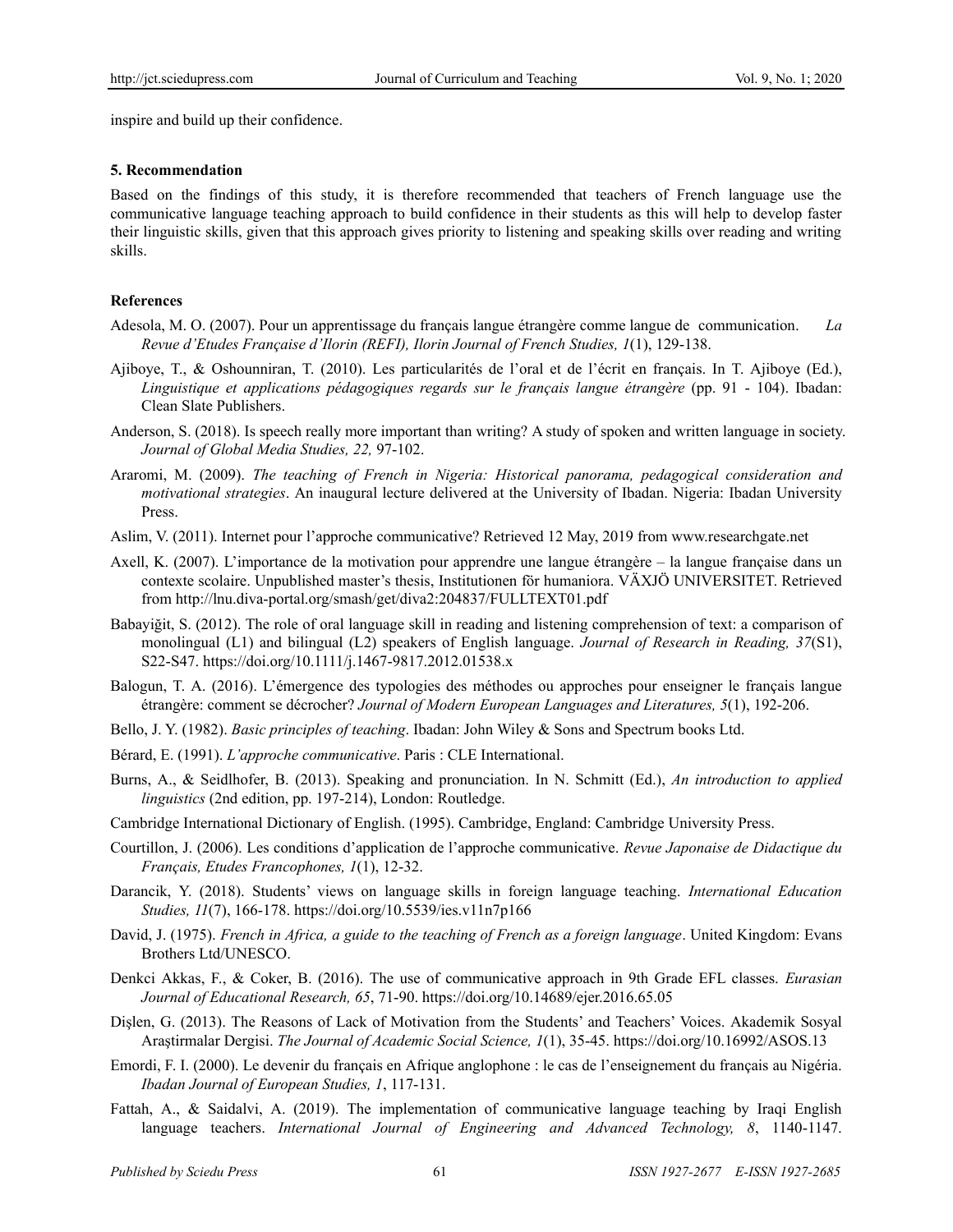inspire and build up their confidence.

## 5. Recommendation

Based on the findings of this study, it is therefore recommended that teachers of French language use the communicative language teaching approach to build confidence in their students as this will help to develop faster their linguistic skills, given that this approach gives priority to listening and speaking skills over reading and writing skills.

## References

Adesola, M. O. (2007). Pour un apprentissage du français langue étrangère comme langue de communication. *La Revue d'Etudes Française d'Ilorin (REFI), Ilorin Journal of French Studies, 1*(1), 129-138.

Ajiboye, T., & Oshounniran, T. (2010). Les particularités de l'oral et de l'écrit en français. In T. Ajiboye (Ed.), *Linguistique et applications pédagogiques regards sur le français langue étrangère* (pp. 91 - 104). Ibadan: Clean Slate Publishers.

Anderson, S. (2018). Is speech really more important than writing? A study of spoken and written language in society. *Journal of Global Media Studies, 22,* 97-102.

Araromi, M. (2009). *The teaching of French in Nigeria: Historical panorama, pedagogical consideration and motivational strategies*. An inaugural lecture delivered at the University of Ibadan. Nigeria: Ibadan University Press.

Aslim, V. (2011). Internet pour l'approche communicative? Retrieved 12 May, 2019 from www.researchgate.net

Axell, K. (2007). L'importance de la motivation pour apprendre une langue étrangère – la langue française dans un contexte scolaire. Unpublished master's thesis, Institutionen för humaniora. VÄXJÖ UNIVERSITET. Retrieved from http://lnu.diva-portal.org/smash/get/diva2:204837/FULLTEXT01.pdf

Babayiğit, S. (2012). The role of oral language skill in reading and listening comprehension of text: a comparison of monolingual (L1) and bilingual (L2) speakers of English language. *Journal of Research in Reading, 37*(S1), S22-S47. https://doi.org/10.1111/j.1467-9817.2012.01538.x

Balogun, T. A. (2016). L'émergence des typologies des méthodes ou approches pour enseigner le français langue étrangère: comment se décrocher? *Journal of Modern European Languages and Literatures, 5*(1), 192-206.

Bello, J. Y. (1982). *Basic principles of teaching*. Ibadan: John Wiley & Sons and Spectrum books Ltd.

Bérard, E. (1991). *L'approche communicative*. Paris : CLE International.

Burns, A., & Seidlhofer, B. (2013). Speaking and pronunciation. In N. Schmitt (Ed.), *An introduction to applied linguistics* (2nd edition, pp. 197-214), London: Routledge.

Cambridge International Dictionary of English. (1995). Cambridge, England: Cambridge University Press.

Courtillon, J. (2006). Les conditions d'application de l'approche communicative. *Revue Japonaise de Didactique du Français, Etudes Francophones, 1*(1), 12-32.

Darancik, Y. (2018). Students' views on language skills in foreign language teaching. *International Education Studies, 11*(7), 166-178. https://doi.org/10.5539/ies.v11n7p166

David, J. (1975). *French in Africa, a guide to the teaching of French as a foreign language*. United Kingdom: Evans Brothers Ltd/UNESCO.

Denkci Akkas, F., & Coker, B. (2016). The use of communicative approach in 9th Grade EFL classes. *Eurasian Journal of Educational Research, 65*, 71-90. https://doi.org/10.14689/ejer.2016.65.05

Dişlen, G. (2013). The Reasons of Lack of Motivation from the Students' and Teachers' Voices. Akademik Sosyal Araştirmalar Dergisi. *The Journal of Academic Social Science, 1*(1), 35-45. https://doi.org/10.16992/ASOS.13

Emordi, F. I. (2000). Le devenir du français en Afrique anglophone : le cas de l'enseignement du français au Nigéria. *Ibadan Journal of European Studies, 1*, 117-131.

Fattah, A., & Saidalvi, A. (2019). The implementation of communicative language teaching by Iraqi English language teachers. *International Journal of Engineering and Advanced Technology, 8*, 1140-1147.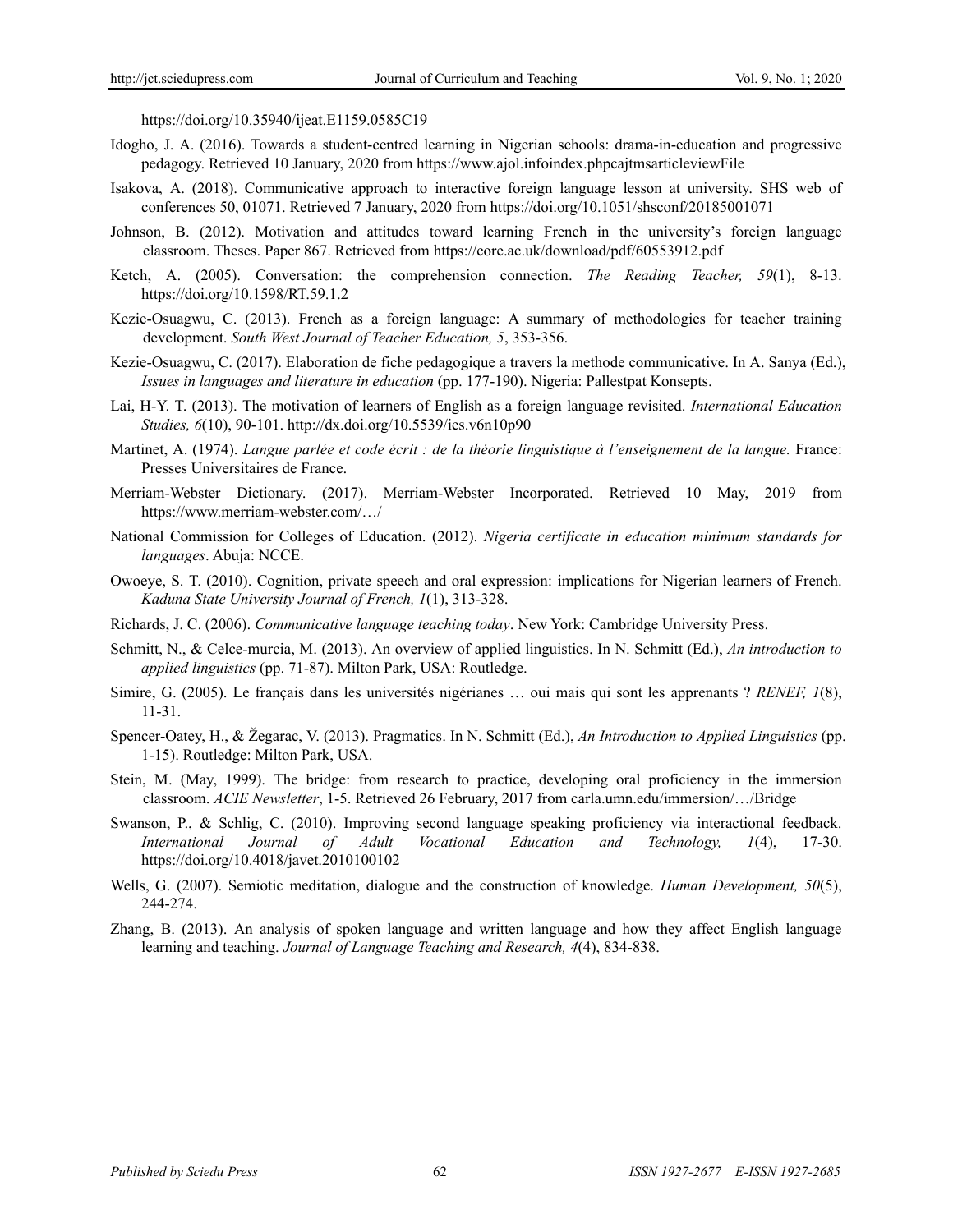https://doi.org/10.35940/ijeat.E1159.0585C19

Idogho, J. A. (2016). Towards a student-centred learning in Nigerian schools: drama-in-education and progressive pedagogy. Retrieved 10 January, 2020 from https://www.ajol.infoindex.phpcajtmsarticleviewFile

Isakova, A. (2018). Communicative approach to interactive foreign language lesson at university. SHS web of conferences 50, 01071. Retrieved 7 January, 2020 from https://doi.org/10.1051/shsconf/20185001071

Johnson, B. (2012). Motivation and attitudes toward learning French in the university's foreign language classroom. Theses. Paper 867. Retrieved from https://core.ac.uk/download/pdf/60553912.pdf

Ketch, A. (2005). Conversation: the comprehension connection. *The Reading Teacher, 59*(1), 8-13. https://doi.org/10.1598/RT.59.1.2

Kezie-Osuagwu, C. (2013). French as a foreign language: A summary of methodologies for teacher training development. *South West Journal of Teacher Education, 5*, 353-356.

Kezie-Osuagwu, C. (2017). Elaboration de fiche pedagogique a travers la methode communicative. In A. Sanya (Ed.), *Issues in languages and literature in education* (pp. 177-190). Nigeria: Pallestpat Konsepts.

Lai, H-Y. T. (2013). The motivation of learners of English as a foreign language revisited. *International Education Studies, 6*(10), 90-101. http://dx.doi.org/10.5539/ies.v6n10p90

Martinet, A. (1974). *Langue parlée et code écrit : de la théorie linguistique à l'enseignement de la langue.* France: Presses Universitaires de France.

Merriam-Webster Dictionary. (2017). Merriam-Webster Incorporated. Retrieved 10 May, 2019 from https://www.merriam-webster.com/…/

National Commission for Colleges of Education. (2012). *Nigeria certificate in education minimum standards for languages*. Abuja: NCCE.

Owoeye, S. T. (2010). Cognition, private speech and oral expression: implications for Nigerian learners of French. *Kaduna State University Journal of French, 1*(1), 313-328.

Richards, J. C. (2006). *Communicative language teaching today*. New York: Cambridge University Press.

Schmitt, N., & Celce-murcia, M. (2013). An overview of applied linguistics. In N. Schmitt (Ed.), *An introduction to applied linguistics* (pp. 71-87). Milton Park, USA: Routledge.

Simire, G. (2005). Le français dans les universités nigérianes … oui mais qui sont les apprenants ? *RENEF, 1*(8), 11-31.

Spencer-Oatey, H., & Žegarac, V. (2013). Pragmatics. In N. Schmitt (Ed.), *An Introduction to Applied Linguistics* (pp. 1-15). Routledge: Milton Park, USA.

Stein, M. (May, 1999). The bridge: from research to practice, developing oral proficiency in the immersion classroom. *ACIE Newsletter*, 1-5. Retrieved 26 February, 2017 from carla.umn.edu/immersion/…/Bridge

Swanson, P., & Schlig, C. (2010). Improving second language speaking proficiency via interactional feedback. *International Journal of Adult Vocational Education and Technology, 1*(4), 17-30. https://doi.org/10.4018/javet.2010100102

Wells, G. (2007). Semiotic meditation, dialogue and the construction of knowledge. *Human Development, 50*(5), 244-274.

Zhang, B. (2013). An analysis of spoken language and written language and how they affect English language learning and teaching. *Journal of Language Teaching and Research, 4*(4), 834-838.